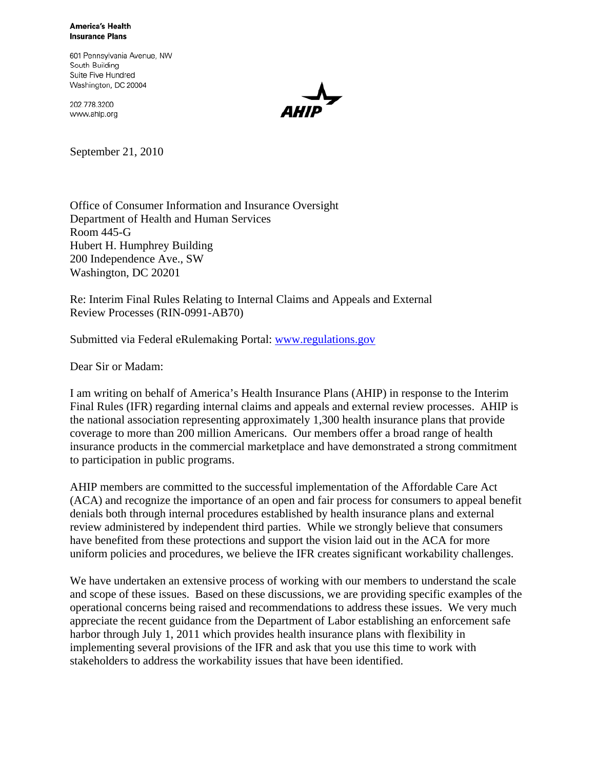**America's Health Insurance Plans**

601 Pennsylvania Avenue, NW
South Building
Suite Five Hundred
Washington, DC 20004

202.778.3200
www.ahip.org

September 21, 2010

Office of Consumer Information and Insurance Oversight
Department of Health and Human Services
Room 445-G
Hubert H. Humphrey Building
200 Independence Ave., SW
Washington, DC 20201

Re: Interim Final Rules Relating to Internal Claims and Appeals and External Review Processes (RIN-0991-AB70)

Submitted via Federal eRulemaking Portal: www.regulations.gov

Dear Sir or Madam:

I am writing on behalf of America's Health Insurance Plans (AHIP) in response to the Interim Final Rules (IFR) regarding internal claims and appeals and external review processes. AHIP is the national association representing approximately 1,300 health insurance plans that provide coverage to more than 200 million Americans. Our members offer a broad range of health insurance products in the commercial marketplace and have demonstrated a strong commitment to participation in public programs.

AHIP members are committed to the successful implementation of the Affordable Care Act (ACA) and recognize the importance of an open and fair process for consumers to appeal benefit denials both through internal procedures established by health insurance plans and external review administered by independent third parties. While we strongly believe that consumers have benefited from these protections and support the vision laid out in the ACA for more uniform policies and procedures, we believe the IFR creates significant workability challenges.

We have undertaken an extensive process of working with our members to understand the scale and scope of these issues. Based on these discussions, we are providing specific examples of the operational concerns being raised and recommendations to address these issues. We very much appreciate the recent guidance from the Department of Labor establishing an enforcement safe harbor through July 1, 2011 which provides health insurance plans with flexibility in implementing several provisions of the IFR and ask that you use this time to work with stakeholders to address the workability issues that have been identified.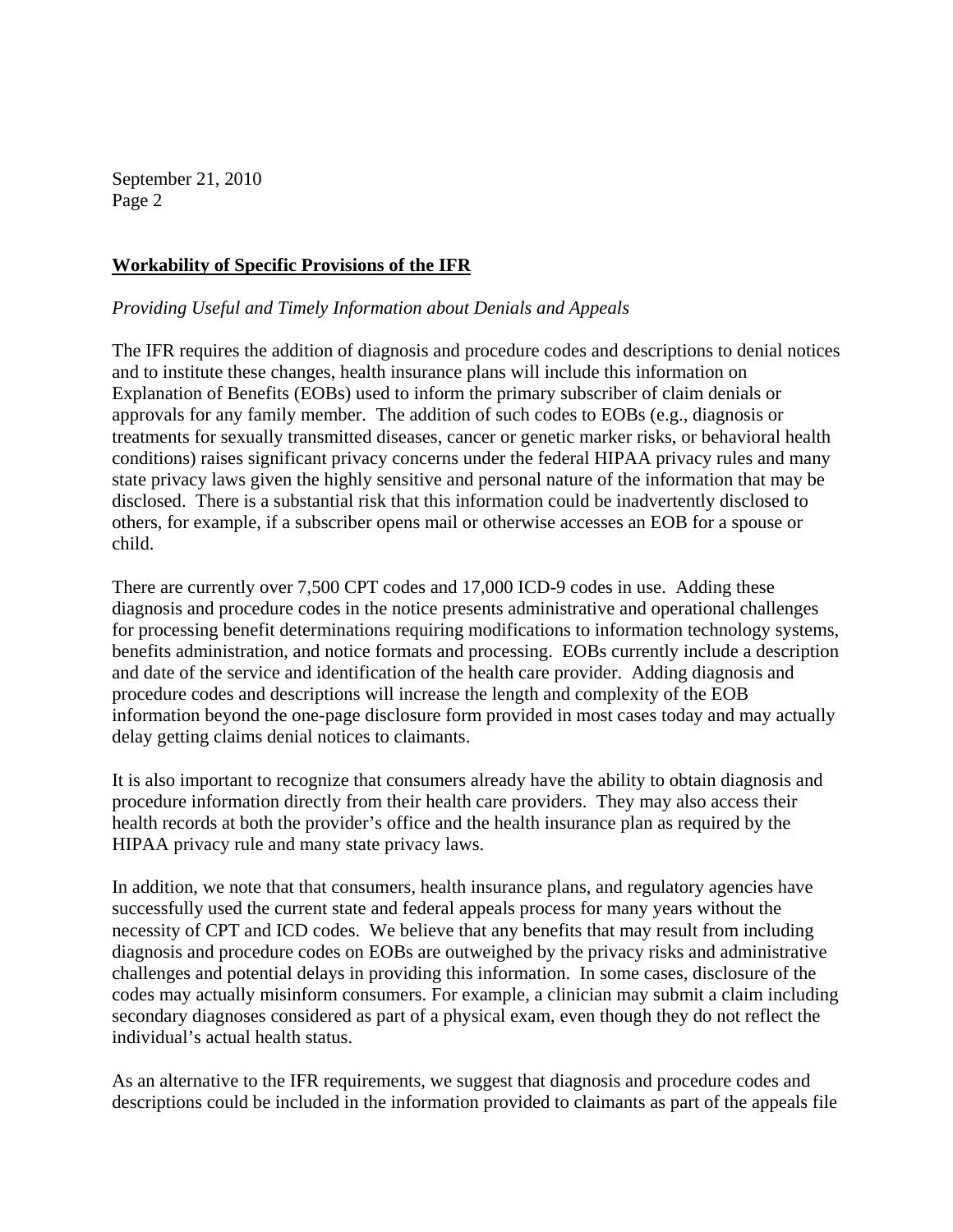## **Workability of Specific Provisions of the IFR**

*Providing Useful and Timely Information about Denials and Appeals*

The IFR requires the addition of diagnosis and procedure codes and descriptions to denial notices and to institute these changes, health insurance plans will include this information on Explanation of Benefits (EOBs) used to inform the primary subscriber of claim denials or approvals for any family member. The addition of such codes to EOBs (e.g., diagnosis or treatments for sexually transmitted diseases, cancer or genetic marker risks, or behavioral health conditions) raises significant privacy concerns under the federal HIPAA privacy rules and many state privacy laws given the highly sensitive and personal nature of the information that may be disclosed. There is a substantial risk that this information could be inadvertently disclosed to others, for example, if a subscriber opens mail or otherwise accesses an EOB for a spouse or child.

There are currently over 7,500 CPT codes and 17,000 ICD-9 codes in use. Adding these diagnosis and procedure codes in the notice presents administrative and operational challenges for processing benefit determinations requiring modifications to information technology systems, benefits administration, and notice formats and processing. EOBs currently include a description and date of the service and identification of the health care provider. Adding diagnosis and procedure codes and descriptions will increase the length and complexity of the EOB information beyond the one-page disclosure form provided in most cases today and may actually delay getting claims denial notices to claimants.

It is also important to recognize that consumers already have the ability to obtain diagnosis and procedure information directly from their health care providers. They may also access their health records at both the provider's office and the health insurance plan as required by the HIPAA privacy rule and many state privacy laws.

In addition, we note that that consumers, health insurance plans, and regulatory agencies have successfully used the current state and federal appeals process for many years without the necessity of CPT and ICD codes. We believe that any benefits that may result from including diagnosis and procedure codes on EOBs are outweighed by the privacy risks and administrative challenges and potential delays in providing this information. In some cases, disclosure of the codes may actually misinform consumers. For example, a clinician may submit a claim including secondary diagnoses considered as part of a physical exam, even though they do not reflect the individual's actual health status.

As an alternative to the IFR requirements, we suggest that diagnosis and procedure codes and descriptions could be included in the information provided to claimants as part of the appeals file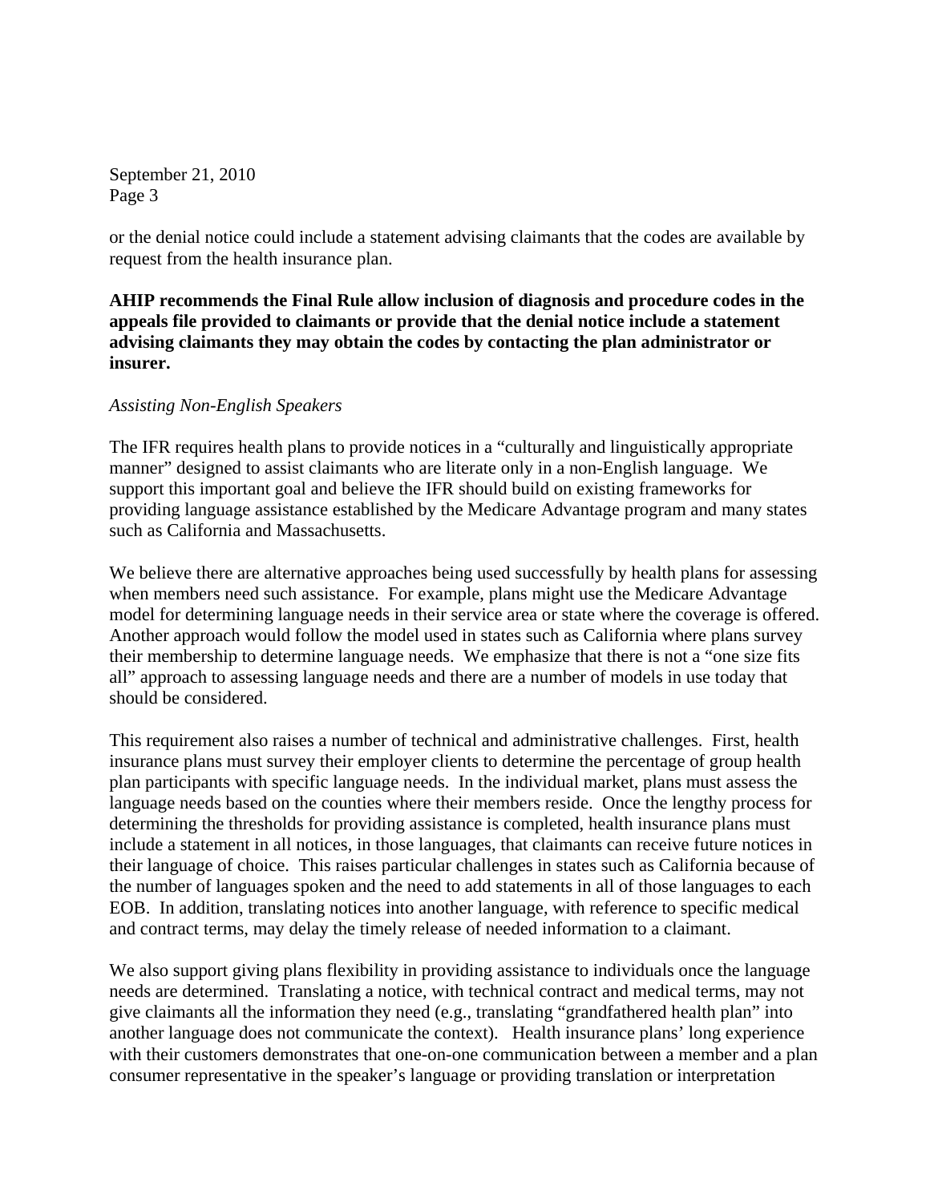or the denial notice could include a statement advising claimants that the codes are available by request from the health insurance plan.

**AHIP recommends the Final Rule allow inclusion of diagnosis and procedure codes in the appeals file provided to claimants or provide that the denial notice include a statement advising claimants they may obtain the codes by contacting the plan administrator or insurer.**

*Assisting Non-English Speakers*

The IFR requires health plans to provide notices in a "culturally and linguistically appropriate manner" designed to assist claimants who are literate only in a non-English language. We support this important goal and believe the IFR should build on existing frameworks for providing language assistance established by the Medicare Advantage program and many states such as California and Massachusetts.

We believe there are alternative approaches being used successfully by health plans for assessing when members need such assistance. For example, plans might use the Medicare Advantage model for determining language needs in their service area or state where the coverage is offered. Another approach would follow the model used in states such as California where plans survey their membership to determine language needs. We emphasize that there is not a "one size fits all" approach to assessing language needs and there are a number of models in use today that should be considered.

This requirement also raises a number of technical and administrative challenges. First, health insurance plans must survey their employer clients to determine the percentage of group health plan participants with specific language needs. In the individual market, plans must assess the language needs based on the counties where their members reside. Once the lengthy process for determining the thresholds for providing assistance is completed, health insurance plans must include a statement in all notices, in those languages, that claimants can receive future notices in their language of choice. This raises particular challenges in states such as California because of the number of languages spoken and the need to add statements in all of those languages to each EOB. In addition, translating notices into another language, with reference to specific medical and contract terms, may delay the timely release of needed information to a claimant.

We also support giving plans flexibility in providing assistance to individuals once the language needs are determined. Translating a notice, with technical contract and medical terms, may not give claimants all the information they need (e.g., translating "grandfathered health plan" into another language does not communicate the context). Health insurance plans' long experience with their customers demonstrates that one-on-one communication between a member and a plan consumer representative in the speaker's language or providing translation or interpretation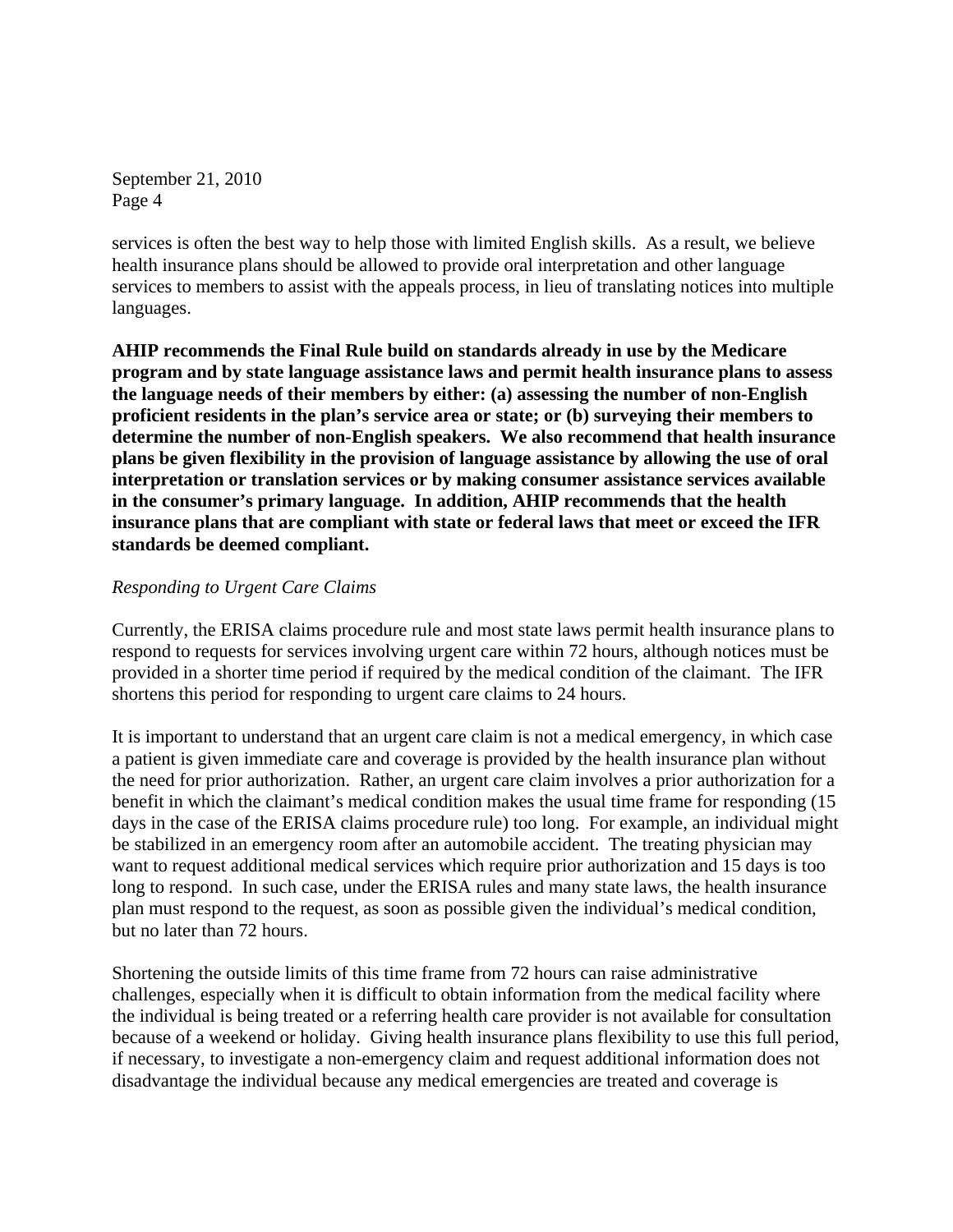services is often the best way to help those with limited English skills. As a result, we believe health insurance plans should be allowed to provide oral interpretation and other language services to members to assist with the appeals process, in lieu of translating notices into multiple languages.

**AHIP recommends the Final Rule build on standards already in use by the Medicare program and by state language assistance laws and permit health insurance plans to assess the language needs of their members by either: (a) assessing the number of non-English proficient residents in the plan's service area or state; or (b) surveying their members to determine the number of non-English speakers. We also recommend that health insurance plans be given flexibility in the provision of language assistance by allowing the use of oral interpretation or translation services or by making consumer assistance services available in the consumer's primary language. In addition, AHIP recommends that the health insurance plans that are compliant with state or federal laws that meet or exceed the IFR standards be deemed compliant.**

*Responding to Urgent Care Claims*

Currently, the ERISA claims procedure rule and most state laws permit health insurance plans to respond to requests for services involving urgent care within 72 hours, although notices must be provided in a shorter time period if required by the medical condition of the claimant. The IFR shortens this period for responding to urgent care claims to 24 hours.

It is important to understand that an urgent care claim is not a medical emergency, in which case a patient is given immediate care and coverage is provided by the health insurance plan without the need for prior authorization. Rather, an urgent care claim involves a prior authorization for a benefit in which the claimant's medical condition makes the usual time frame for responding (15 days in the case of the ERISA claims procedure rule) too long. For example, an individual might be stabilized in an emergency room after an automobile accident. The treating physician may want to request additional medical services which require prior authorization and 15 days is too long to respond. In such case, under the ERISA rules and many state laws, the health insurance plan must respond to the request, as soon as possible given the individual's medical condition, but no later than 72 hours.

Shortening the outside limits of this time frame from 72 hours can raise administrative challenges, especially when it is difficult to obtain information from the medical facility where the individual is being treated or a referring health care provider is not available for consultation because of a weekend or holiday. Giving health insurance plans flexibility to use this full period, if necessary, to investigate a non-emergency claim and request additional information does not disadvantage the individual because any medical emergencies are treated and coverage is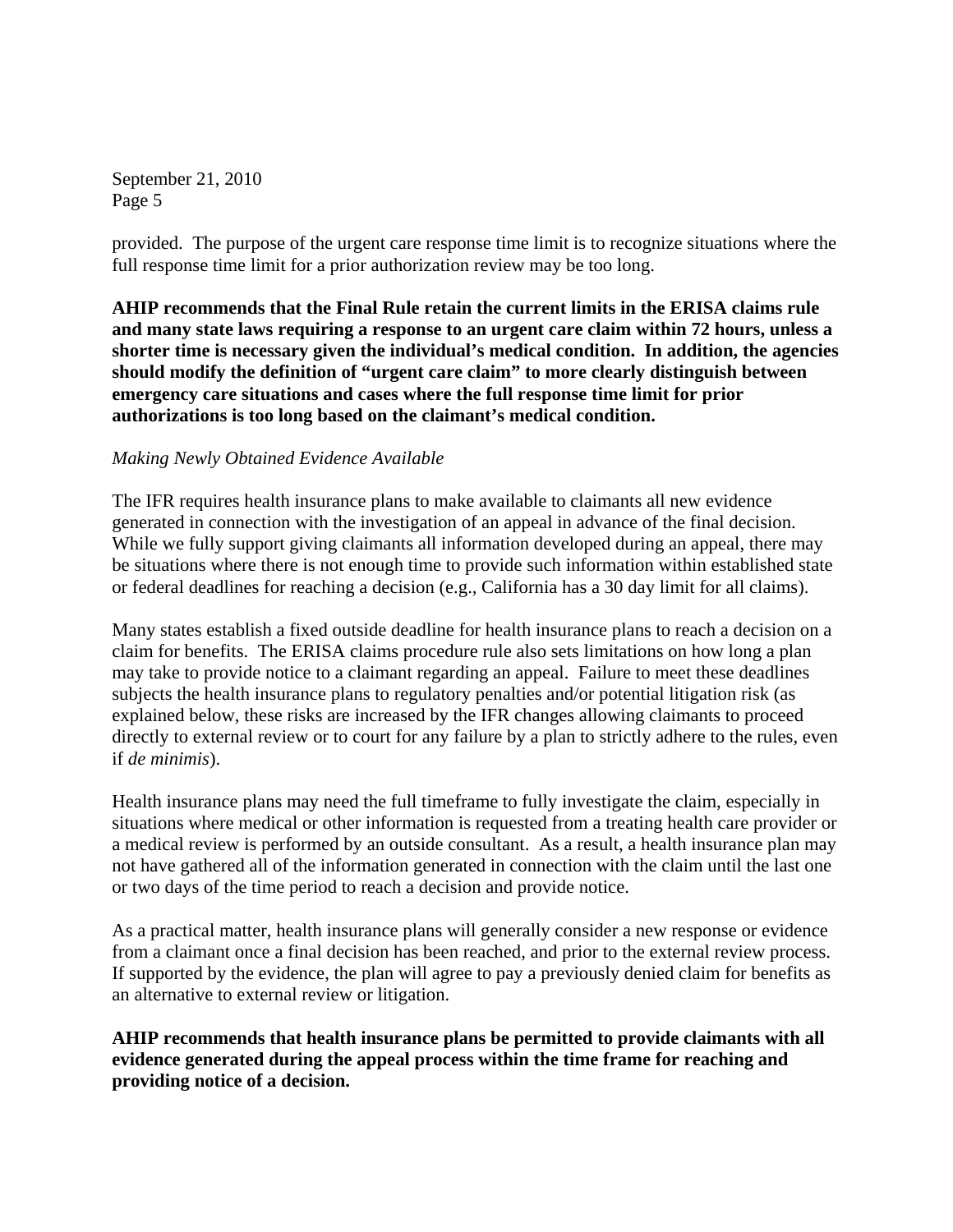provided. The purpose of the urgent care response time limit is to recognize situations where the full response time limit for a prior authorization review may be too long.

**AHIP recommends that the Final Rule retain the current limits in the ERISA claims rule and many state laws requiring a response to an urgent care claim within 72 hours, unless a shorter time is necessary given the individual's medical condition. In addition, the agencies should modify the definition of "urgent care claim" to more clearly distinguish between emergency care situations and cases where the full response time limit for prior authorizations is too long based on the claimant's medical condition.**

*Making Newly Obtained Evidence Available*

The IFR requires health insurance plans to make available to claimants all new evidence generated in connection with the investigation of an appeal in advance of the final decision. While we fully support giving claimants all information developed during an appeal, there may be situations where there is not enough time to provide such information within established state or federal deadlines for reaching a decision (e.g., California has a 30 day limit for all claims).

Many states establish a fixed outside deadline for health insurance plans to reach a decision on a claim for benefits. The ERISA claims procedure rule also sets limitations on how long a plan may take to provide notice to a claimant regarding an appeal. Failure to meet these deadlines subjects the health insurance plans to regulatory penalties and/or potential litigation risk (as explained below, these risks are increased by the IFR changes allowing claimants to proceed directly to external review or to court for any failure by a plan to strictly adhere to the rules, even if *de minimis*).

Health insurance plans may need the full timeframe to fully investigate the claim, especially in situations where medical or other information is requested from a treating health care provider or a medical review is performed by an outside consultant. As a result, a health insurance plan may not have gathered all of the information generated in connection with the claim until the last one or two days of the time period to reach a decision and provide notice.

As a practical matter, health insurance plans will generally consider a new response or evidence from a claimant once a final decision has been reached, and prior to the external review process. If supported by the evidence, the plan will agree to pay a previously denied claim for benefits as an alternative to external review or litigation.

**AHIP recommends that health insurance plans be permitted to provide claimants with all evidence generated during the appeal process within the time frame for reaching and providing notice of a decision.**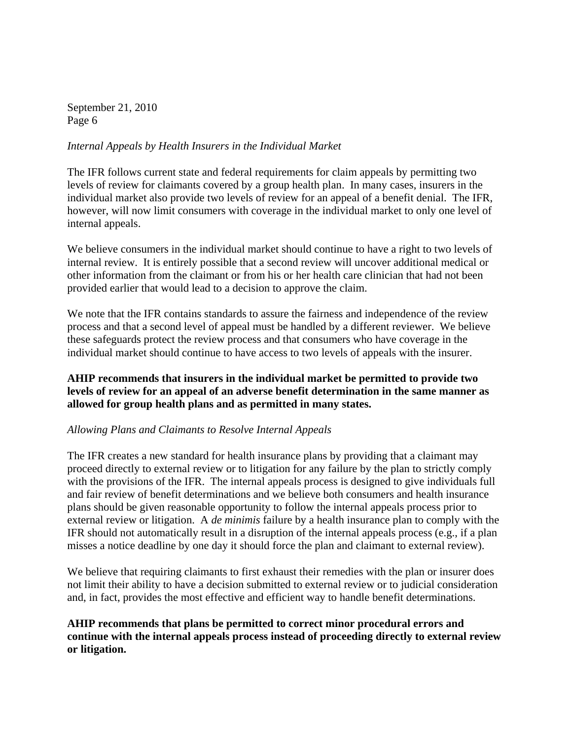*Internal Appeals by Health Insurers in the Individual Market*

The IFR follows current state and federal requirements for claim appeals by permitting two levels of review for claimants covered by a group health plan. In many cases, insurers in the individual market also provide two levels of review for an appeal of a benefit denial. The IFR, however, will now limit consumers with coverage in the individual market to only one level of internal appeals.

We believe consumers in the individual market should continue to have a right to two levels of internal review. It is entirely possible that a second review will uncover additional medical or other information from the claimant or from his or her health care clinician that had not been provided earlier that would lead to a decision to approve the claim.

We note that the IFR contains standards to assure the fairness and independence of the review process and that a second level of appeal must be handled by a different reviewer. We believe these safeguards protect the review process and that consumers who have coverage in the individual market should continue to have access to two levels of appeals with the insurer.

**AHIP recommends that insurers in the individual market be permitted to provide two levels of review for an appeal of an adverse benefit determination in the same manner as allowed for group health plans and as permitted in many states.**

*Allowing Plans and Claimants to Resolve Internal Appeals*

The IFR creates a new standard for health insurance plans by providing that a claimant may proceed directly to external review or to litigation for any failure by the plan to strictly comply with the provisions of the IFR. The internal appeals process is designed to give individuals full and fair review of benefit determinations and we believe both consumers and health insurance plans should be given reasonable opportunity to follow the internal appeals process prior to external review or litigation. A *de minimis* failure by a health insurance plan to comply with the IFR should not automatically result in a disruption of the internal appeals process (e.g., if a plan misses a notice deadline by one day it should force the plan and claimant to external review).

We believe that requiring claimants to first exhaust their remedies with the plan or insurer does not limit their ability to have a decision submitted to external review or to judicial consideration and, in fact, provides the most effective and efficient way to handle benefit determinations.

**AHIP recommends that plans be permitted to correct minor procedural errors and continue with the internal appeals process instead of proceeding directly to external review or litigation.**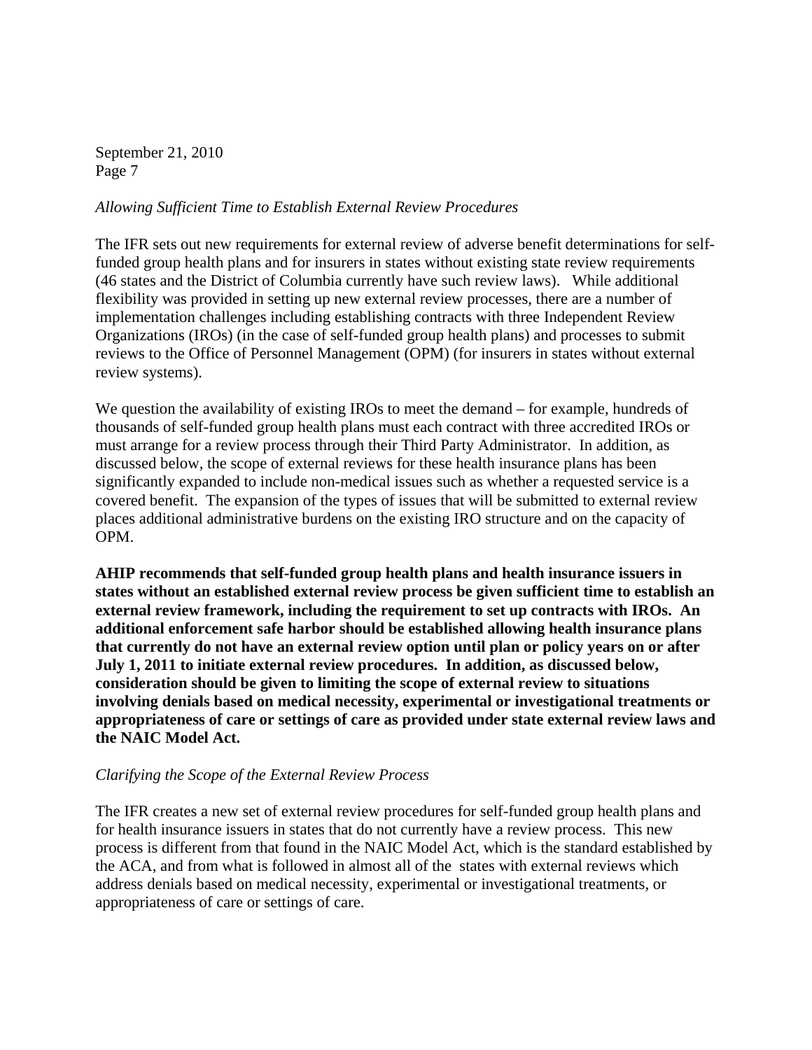*Allowing Sufficient Time to Establish External Review Procedures*

The IFR sets out new requirements for external review of adverse benefit determinations for self-funded group health plans and for insurers in states without existing state review requirements (46 states and the District of Columbia currently have such review laws). While additional flexibility was provided in setting up new external review processes, there are a number of implementation challenges including establishing contracts with three Independent Review Organizations (IROs) (in the case of self-funded group health plans) and processes to submit reviews to the Office of Personnel Management (OPM) (for insurers in states without external review systems).

We question the availability of existing IROs to meet the demand – for example, hundreds of thousands of self-funded group health plans must each contract with three accredited IROs or must arrange for a review process through their Third Party Administrator. In addition, as discussed below, the scope of external reviews for these health insurance plans has been significantly expanded to include non-medical issues such as whether a requested service is a covered benefit. The expansion of the types of issues that will be submitted to external review places additional administrative burdens on the existing IRO structure and on the capacity of OPM.

**AHIP recommends that self-funded group health plans and health insurance issuers in states without an established external review process be given sufficient time to establish an external review framework, including the requirement to set up contracts with IROs. An additional enforcement safe harbor should be established allowing health insurance plans that currently do not have an external review option until plan or policy years on or after July 1, 2011 to initiate external review procedures. In addition, as discussed below, consideration should be given to limiting the scope of external review to situations involving denials based on medical necessity, experimental or investigational treatments or appropriateness of care or settings of care as provided under state external review laws and the NAIC Model Act.**

*Clarifying the Scope of the External Review Process*

The IFR creates a new set of external review procedures for self-funded group health plans and for health insurance issuers in states that do not currently have a review process. This new process is different from that found in the NAIC Model Act, which is the standard established by the ACA, and from what is followed in almost all of the states with external reviews which address denials based on medical necessity, experimental or investigational treatments, or appropriateness of care or settings of care.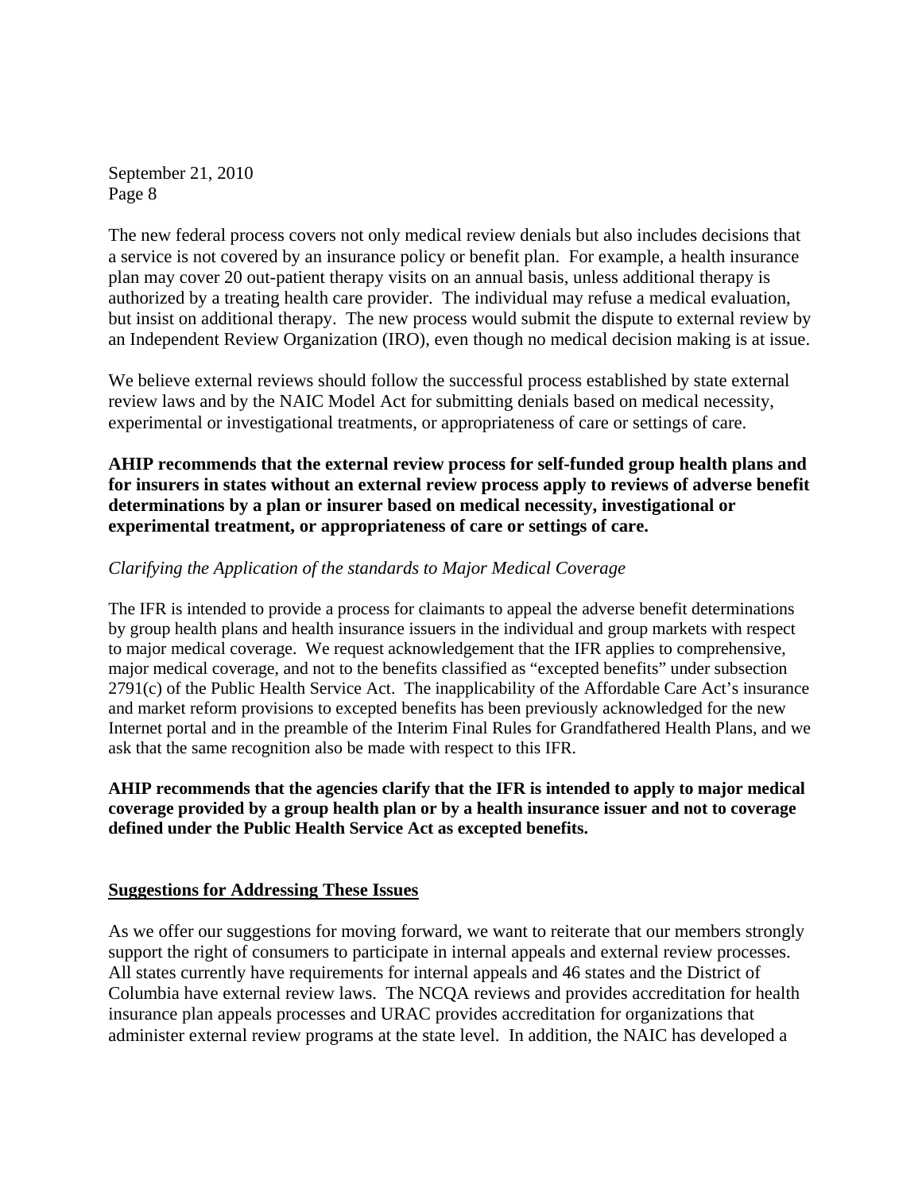The new federal process covers not only medical review denials but also includes decisions that a service is not covered by an insurance policy or benefit plan. For example, a health insurance plan may cover 20 out-patient therapy visits on an annual basis, unless additional therapy is authorized by a treating health care provider. The individual may refuse a medical evaluation, but insist on additional therapy. The new process would submit the dispute to external review by an Independent Review Organization (IRO), even though no medical decision making is at issue.

We believe external reviews should follow the successful process established by state external review laws and by the NAIC Model Act for submitting denials based on medical necessity, experimental or investigational treatments, or appropriateness of care or settings of care.

**AHIP recommends that the external review process for self-funded group health plans and for insurers in states without an external review process apply to reviews of adverse benefit determinations by a plan or insurer based on medical necessity, investigational or experimental treatment, or appropriateness of care or settings of care.**

*Clarifying the Application of the standards to Major Medical Coverage*

The IFR is intended to provide a process for claimants to appeal the adverse benefit determinations by group health plans and health insurance issuers in the individual and group markets with respect to major medical coverage. We request acknowledgement that the IFR applies to comprehensive, major medical coverage, and not to the benefits classified as "excepted benefits" under subsection 2791(c) of the Public Health Service Act. The inapplicability of the Affordable Care Act's insurance and market reform provisions to excepted benefits has been previously acknowledged for the new Internet portal and in the preamble of the Interim Final Rules for Grandfathered Health Plans, and we ask that the same recognition also be made with respect to this IFR.

**AHIP recommends that the agencies clarify that the IFR is intended to apply to major medical coverage provided by a group health plan or by a health insurance issuer and not to coverage defined under the Public Health Service Act as excepted benefits.**

## Suggestions for Addressing These Issues

As we offer our suggestions for moving forward, we want to reiterate that our members strongly support the right of consumers to participate in internal appeals and external review processes. All states currently have requirements for internal appeals and 46 states and the District of Columbia have external review laws. The NCQA reviews and provides accreditation for health insurance plan appeals processes and URAC provides accreditation for organizations that administer external review programs at the state level. In addition, the NAIC has developed a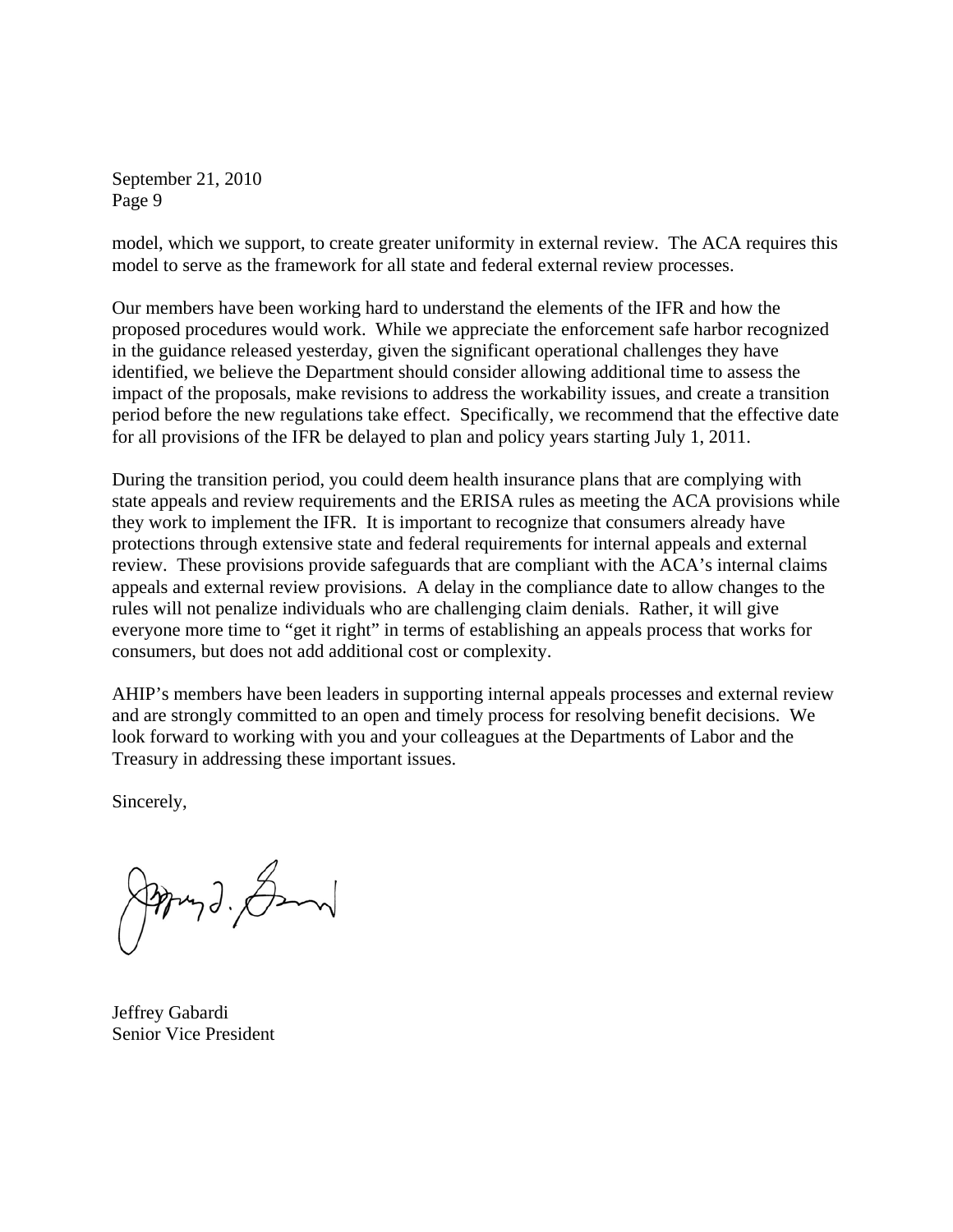model, which we support, to create greater uniformity in external review. The ACA requires this model to serve as the framework for all state and federal external review processes.

Our members have been working hard to understand the elements of the IFR and how the proposed procedures would work. While we appreciate the enforcement safe harbor recognized in the guidance released yesterday, given the significant operational challenges they have identified, we believe the Department should consider allowing additional time to assess the impact of the proposals, make revisions to address the workability issues, and create a transition period before the new regulations take effect. Specifically, we recommend that the effective date for all provisions of the IFR be delayed to plan and policy years starting July 1, 2011.

During the transition period, you could deem health insurance plans that are complying with state appeals and review requirements and the ERISA rules as meeting the ACA provisions while they work to implement the IFR. It is important to recognize that consumers already have protections through extensive state and federal requirements for internal appeals and external review. These provisions provide safeguards that are compliant with the ACA's internal claims appeals and external review provisions. A delay in the compliance date to allow changes to the rules will not penalize individuals who are challenging claim denials. Rather, it will give everyone more time to "get it right" in terms of establishing an appeals process that works for consumers, but does not add additional cost or complexity.

AHIP's members have been leaders in supporting internal appeals processes and external review and are strongly committed to an open and timely process for resolving benefit decisions. We look forward to working with you and your colleagues at the Departments of Labor and the Treasury in addressing these important issues.

Sincerely,

Jeffrey Gabardi
Senior Vice President